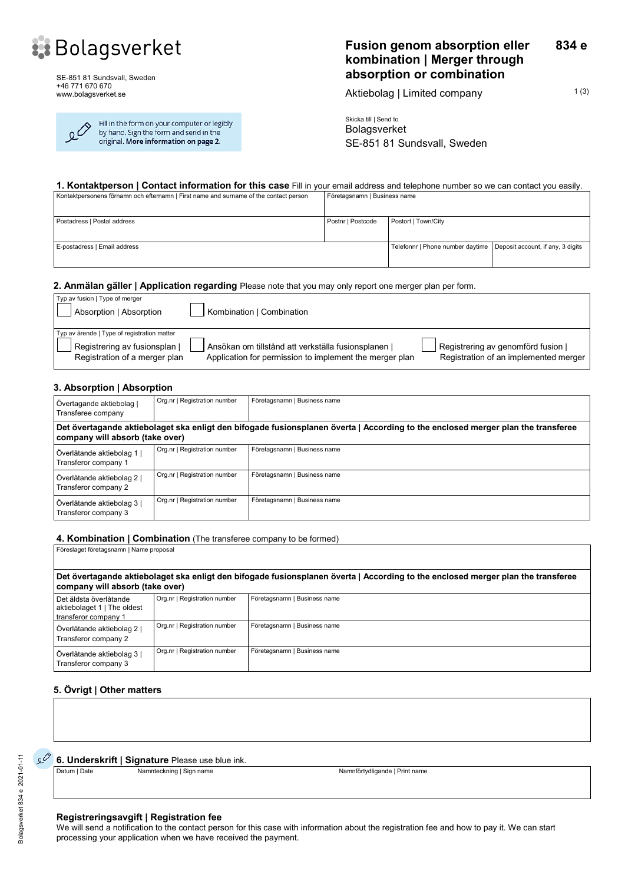Bolagsverket

SE-851 81 Sundsvall, Sweden
+46 771 670 670
www.bolagsverket.se

Fill in the form on your computer or legibly by hand. Sign the form and send in the original. **More information on page 2.**

# Fusion genom absorption eller kombination | Merger through absorption or combination

**834 e**

Aktiebolag | Limited company

Skicka till | Send to
Bolagsverket
SE-851 81 Sundsvall, Sweden

### 1. Kontaktperson | Contact information for this case

Fill in your email address and telephone number so we can contact you easily.

| Kontaktpersonens förnamn och efternamn \| First name and surname of the contact person | | Företagsnamn \| Business name | |
|---|---|---|---|
| Postadress \| Postal address | Postnr \| Postcode | Postort \| Town/City | |
| E-postadress \| Email address | | Telefonnr \| Phone number daytime | Deposit account, if any, 3 digits |

### 2. Anmälan gäller | Application regarding

Please note that you may only report one merger plan per form.

Typ av fusion | Type of merger

- ☐ Absorption | Absorption
- ☐ Kombination | Combination

Typ av ärende | Type of registration matter

- ☐ Registrering av fusionsplan | Registration of a merger plan
- ☐ Ansökan om tillstånd att verkställa fusionsplanen | Application for permission to implement the merger plan
- ☐ Registrering av genomförd fusion | Registration of an implemented merger

### 3. Absorption | Absorption

| | Org.nr \| Registration number | Företagsnamn \| Business name |
|---|---|---|
| Övertagande aktiebolag \| Transferee company | | |
| **Det övertagande aktiebolaget ska enligt den bifogade fusionsplanen överta \| According to the enclosed merger plan the transferee company will absorb (take over)** | | |
| Överlåtande aktiebolag 1 \| Transferor company 1 | | |
| Överlåtande aktiebolag 2 \| Transferor company 2 | | |
| Överlåtande aktiebolag 3 \| Transferor company 3 | | |

### 4. Kombination | Combination (The transferee company to be formed)

| Föreslaget företagsnamn \| Name proposal | | |
|---|---|---|
| **Det övertagande aktiebolaget ska enligt den bifogade fusionsplanen överta \| According to the enclosed merger plan the transferee company will absorb (take over)** | | |
| | Org.nr \| Registration number | Företagsnamn \| Business name |
| Det äldsta överlåtande aktiebolaget 1 \| The oldest transferor company 1 | | |
| Överlåtande aktiebolag 2 \| Transferor company 2 | | |
| Överlåtande aktiebolag 3 \| Transferor company 3 | | |

### 5. Övrigt | Other matters

### 6. Underskrift | Signature

Please use blue ink.

| Datum \| Date | Namnteckning \| Sign name | Namnförtydligande \| Print name |
|---|---|---|
| | | |

**Registreringsavgift | Registration fee**

We will send a notification to the contact person for this case with information about the registration fee and how to pay it. We can start processing your application when we have received the payment.

Bolagsverket 834 e 2021-01-11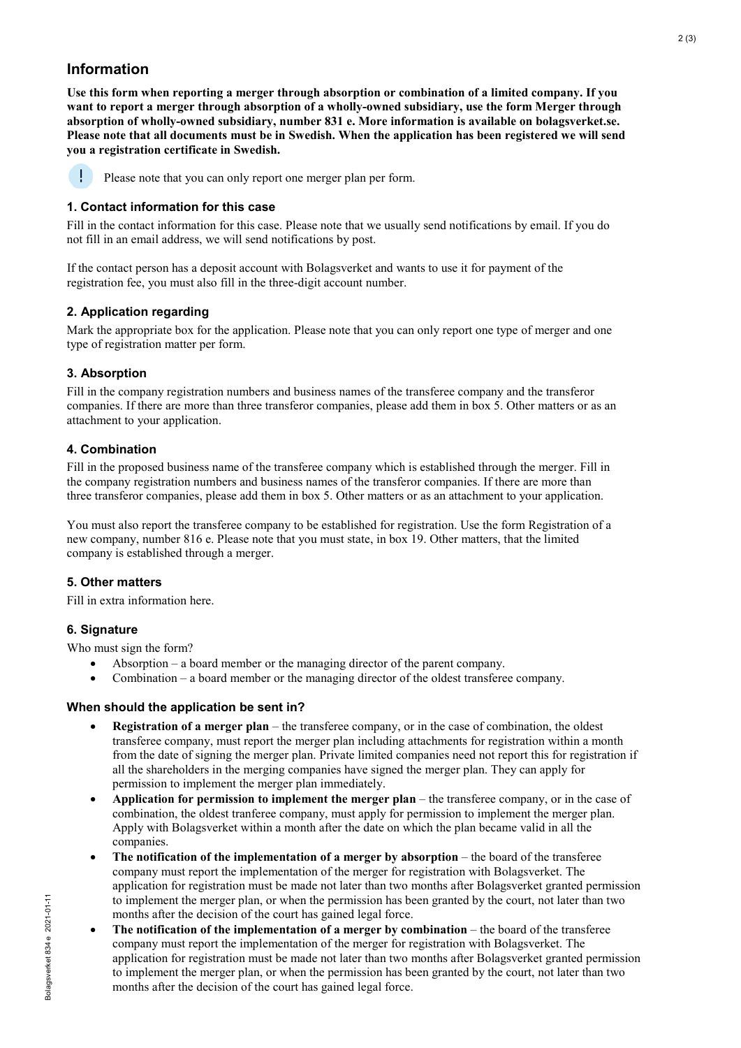# Information

**Use this form when reporting a merger through absorption or combination of a limited company. If you want to report a merger through absorption of a wholly-owned subsidiary, use the form Merger through absorption of wholly-owned subsidiary, number 831 e. More information is available on bolagsverket.se. Please note that all documents must be in Swedish. When the application has been registered we will send you a registration certificate in Swedish.**

! Please note that you can only report one merger plan per form.

### 1. Contact information for this case

Fill in the contact information for this case. Please note that we usually send notifications by email. If you do not fill in an email address, we will send notifications by post.

If the contact person has a deposit account with Bolagsverket and wants to use it for payment of the registration fee, you must also fill in the three-digit account number.

### 2. Application regarding

Mark the appropriate box for the application. Please note that you can only report one type of merger and one type of registration matter per form.

### 3. Absorption

Fill in the company registration numbers and business names of the transferee company and the transferor companies. If there are more than three transferor companies, please add them in box 5. Other matters or as an attachment to your application.

### 4. Combination

Fill in the proposed business name of the transferee company which is established through the merger. Fill in the company registration numbers and business names of the transferor companies. If there are more than three transferor companies, please add them in box 5. Other matters or as an attachment to your application.

You must also report the transferee company to be established for registration. Use the form Registration of a new company, number 816 e. Please note that you must state, in box 19. Other matters, that the limited company is established through a merger.

### 5. Other matters

Fill in extra information here.

### 6. Signature

Who must sign the form?

- Absorption – a board member or the managing director of the parent company.
- Combination – a board member or the managing director of the oldest transferee company.

### When should the application be sent in?

- **Registration of a merger plan** – the transferee company, or in the case of combination, the oldest transferee company, must report the merger plan including attachments for registration within a month from the date of signing the merger plan. Private limited companies need not report this for registration if all the shareholders in the merging companies have signed the merger plan. They can apply for permission to implement the merger plan immediately.
- **Application for permission to implement the merger plan** – the transferee company, or in the case of combination, the oldest tranferee company, must apply for permission to implement the merger plan. Apply with Bolagsverket within a month after the date on which the plan became valid in all the companies.
- **The notification of the implementation of a merger by absorption** – the board of the transferee company must report the implementation of the merger for registration with Bolagsverket. The application for registration must be made not later than two months after Bolagsverket granted permission to implement the merger plan, or when the permission has been granted by the court, not later than two months after the decision of the court has gained legal force.
- **The notification of the implementation of a merger by combination** – the board of the transferee company must report the implementation of the merger for registration with Bolagsverket. The application for registration must be made not later than two months after Bolagsverket granted permission to implement the merger plan, or when the permission has been granted by the court, not later than two months after the decision of the court has gained legal force.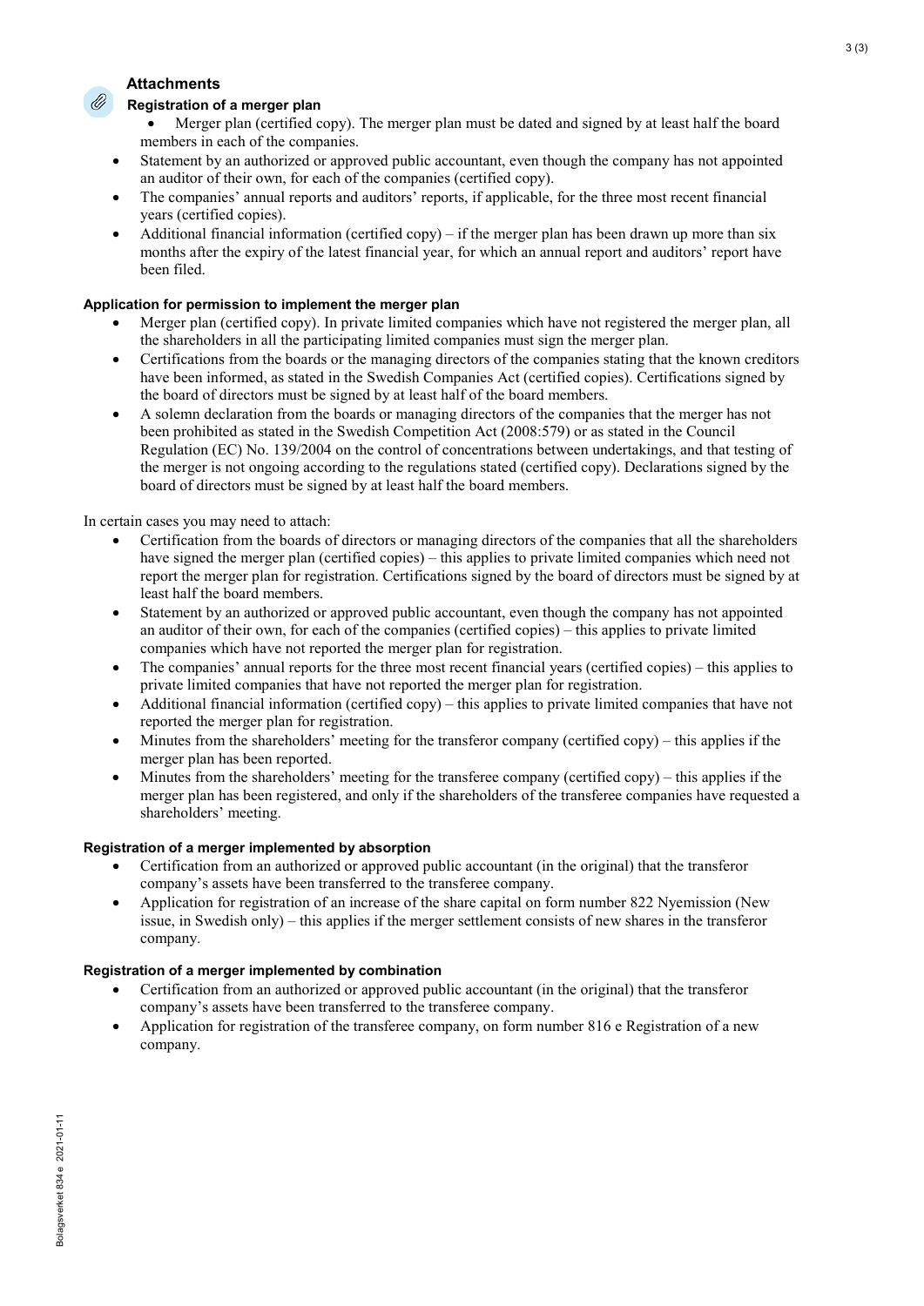## Attachments

### Registration of a merger plan

- Merger plan (certified copy). The merger plan must be dated and signed by at least half the board members in each of the companies.
- Statement by an authorized or approved public accountant, even though the company has not appointed an auditor of their own, for each of the companies (certified copy).
- The companies' annual reports and auditors' reports, if applicable, for the three most recent financial years (certified copies).
- Additional financial information (certified copy) – if the merger plan has been drawn up more than six months after the expiry of the latest financial year, for which an annual report and auditors' report have been filed.

**Application for permission to implement the merger plan**

- Merger plan (certified copy). In private limited companies which have not registered the merger plan, all the shareholders in all the participating limited companies must sign the merger plan.
- Certifications from the boards or the managing directors of the companies stating that the known creditors have been informed, as stated in the Swedish Companies Act (certified copies). Certifications signed by the board of directors must be signed by at least half of the board members.
- A solemn declaration from the boards or managing directors of the companies that the merger has not been prohibited as stated in the Swedish Competition Act (2008:579) or as stated in the Council Regulation (EC) No. 139/2004 on the control of concentrations between undertakings, and that testing of the merger is not ongoing according to the regulations stated (certified copy). Declarations signed by the board of directors must be signed by at least half the board members.

In certain cases you may need to attach:

- Certification from the boards of directors or managing directors of the companies that all the shareholders have signed the merger plan (certified copies) – this applies to private limited companies which need not report the merger plan for registration. Certifications signed by the board of directors must be signed by at least half the board members.
- Statement by an authorized or approved public accountant, even though the company has not appointed an auditor of their own, for each of the companies (certified copies) – this applies to private limited companies which have not reported the merger plan for registration.
- The companies' annual reports for the three most recent financial years (certified copies) – this applies to private limited companies that have not reported the merger plan for registration.
- Additional financial information (certified copy) – this applies to private limited companies that have not reported the merger plan for registration.
- Minutes from the shareholders' meeting for the transferor company (certified copy) – this applies if the merger plan has been reported.
- Minutes from the shareholders' meeting for the transferee company (certified copy) – this applies if the merger plan has been registered, and only if the shareholders of the transferee companies have requested a shareholders' meeting.

**Registration of a merger implemented by absorption**

- Certification from an authorized or approved public accountant (in the original) that the transferor company's assets have been transferred to the transferee company.
- Application for registration of an increase of the share capital on form number 822 Nyemission (New issue, in Swedish only) – this applies if the merger settlement consists of new shares in the transferor company.

**Registration of a merger implemented by combination**

- Certification from an authorized or approved public accountant (in the original) that the transferor company's assets have been transferred to the transferee company.
- Application for registration of the transferee company, on form number 816 e Registration of a new company.